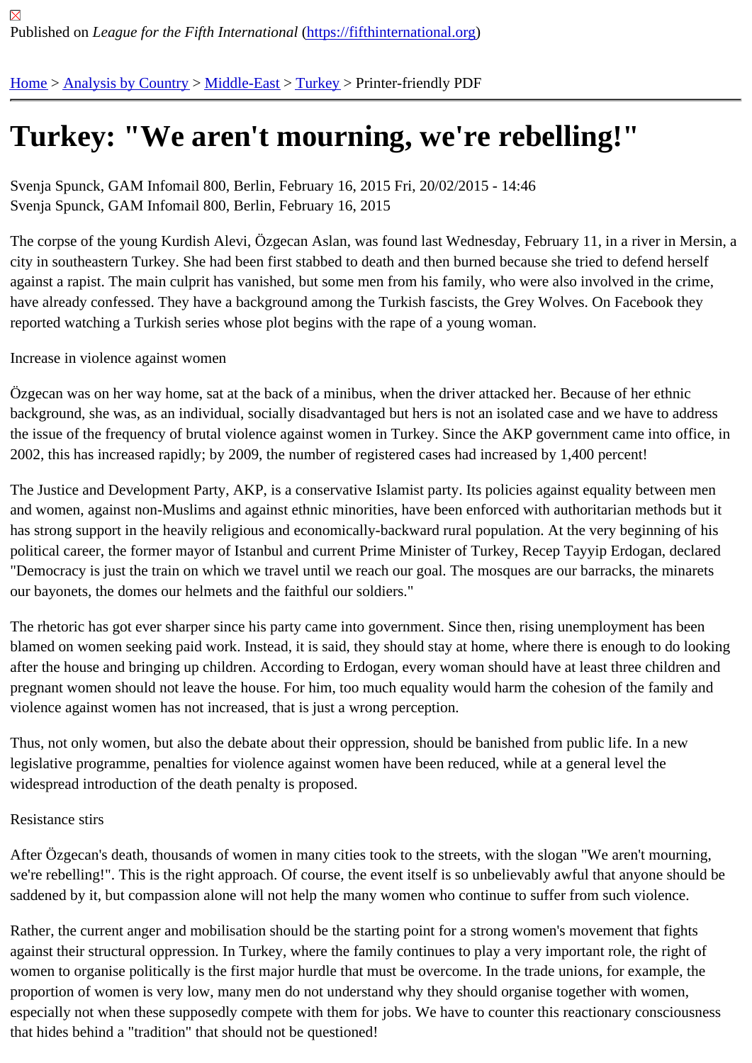Published on *League for the Fifth International* (https://fifthinternational.org)

Home > Analysis by Country > Middle-East > Turkey > Printer-friendly PDF

# Turkey: "We aren't mourning, we're rebelling!"

Svenja Spunck, GAM Infomail 800, Berlin, February 16, 2015 Fri, 20/02/2015 - 14:46
Svenja Spunck, GAM Infomail 800, Berlin, February 16, 2015

The corpse of the young Kurdish Alevi, Özgecan Aslan, was found last Wednesday, February 11, in a river in Mersin, a city in southeastern Turkey. She had been first stabbed to death and then burned because she tried to defend herself against a rapist. The main culprit has vanished, but some men from his family, who were also involved in the crime, have already confessed. They have a background among the Turkish fascists, the Grey Wolves. On Facebook they reported watching a Turkish series whose plot begins with the rape of a young woman.

Increase in violence against women

Özgecan was on her way home, sat at the back of a minibus, when the driver attacked her. Because of her ethnic background, she was, as an individual, socially disadvantaged but hers is not an isolated case and we have to address the issue of the frequency of brutal violence against women in Turkey. Since the AKP government came into office, in 2002, this has increased rapidly; by 2009, the number of registered cases had increased by 1,400 percent!

The Justice and Development Party, AKP, is a conservative Islamist party. Its policies against equality between men and women, against non-Muslims and against ethnic minorities, have been enforced with authoritarian methods but it has strong support in the heavily religious and economically-backward rural population. At the very beginning of his political career, the former mayor of Istanbul and current Prime Minister of Turkey, Recep Tayyip Erdogan, declared "Democracy is just the train on which we travel until we reach our goal. The mosques are our barracks, the minarets our bayonets, the domes our helmets and the faithful our soldiers."

The rhetoric has got ever sharper since his party came into government. Since then, rising unemployment has been blamed on women seeking paid work. Instead, it is said, they should stay at home, where there is enough to do looking after the house and bringing up children. According to Erdogan, every woman should have at least three children and pregnant women should not leave the house. For him, too much equality would harm the cohesion of the family and violence against women has not increased, that is just a wrong perception.

Thus, not only women, but also the debate about their oppression, should be banished from public life. In a new legislative programme, penalties for violence against women have been reduced, while at a general level the widespread introduction of the death penalty is proposed.

Resistance stirs

After Özgecan's death, thousands of women in many cities took to the streets, with the slogan "We aren't mourning, we're rebelling!". This is the right approach. Of course, the event itself is so unbelievably awful that anyone should be saddened by it, but compassion alone will not help the many women who continue to suffer from such violence.

Rather, the current anger and mobilisation should be the starting point for a strong women's movement that fights against their structural oppression. In Turkey, where the family continues to play a very important role, the right of women to organise politically is the first major hurdle that must be overcome. In the trade unions, for example, the proportion of women is very low, many men do not understand why they should organise together with women, especially not when these supposedly compete with them for jobs. We have to counter this reactionary consciousness that hides behind a "tradition" that should not be questioned!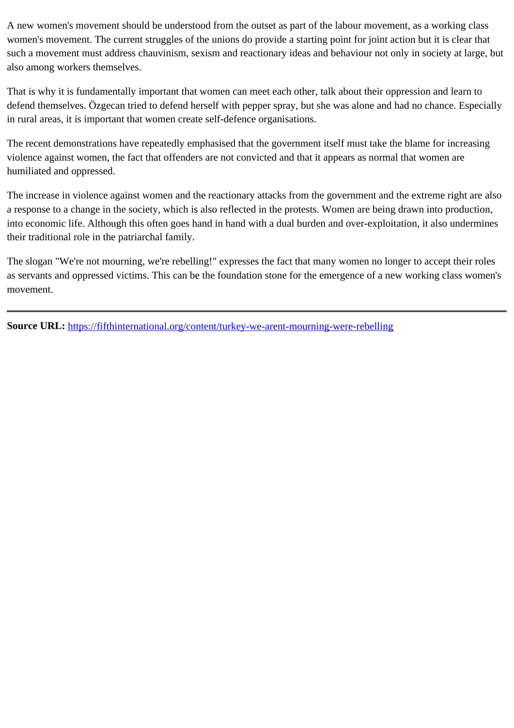A new women's movement should be understood from the outset as part of the labour movement, as a working class women's movement. The current struggles of the unions do provide a starting point for joint action but it is clear that such a movement must address chauvinism, sexism and reactionary ideas and behaviour not only in society at large, but also among workers themselves.

That is why it is fundamentally important that women can meet each other, talk about their oppression and learn to defend themselves. Özgecan tried to defend herself with pepper spray, but she was alone and had no chance. Especially in rural areas, it is important that women create self-defence organisations.

The recent demonstrations have repeatedly emphasised that the government itself must take the blame for increasing violence against women, the fact that offenders are not convicted and that it appears as normal that women are humiliated and oppressed.

The increase in violence against women and the reactionary attacks from the government and the extreme right are also a response to a change in the society, which is also reflected in the protests. Women are being drawn into production, into economic life. Although this often goes hand in hand with a dual burden and over-exploitation, it also undermines their traditional role in the patriarchal family.

The slogan "We're not mourning, we're rebelling!" expresses the fact that many women no longer to accept their roles as servants and oppressed victims. This can be the foundation stone for the emergence of a new working class women's movement.

---

**Source URL:** https://fifthinternational.org/content/turkey-we-arent-mourning-were-rebelling